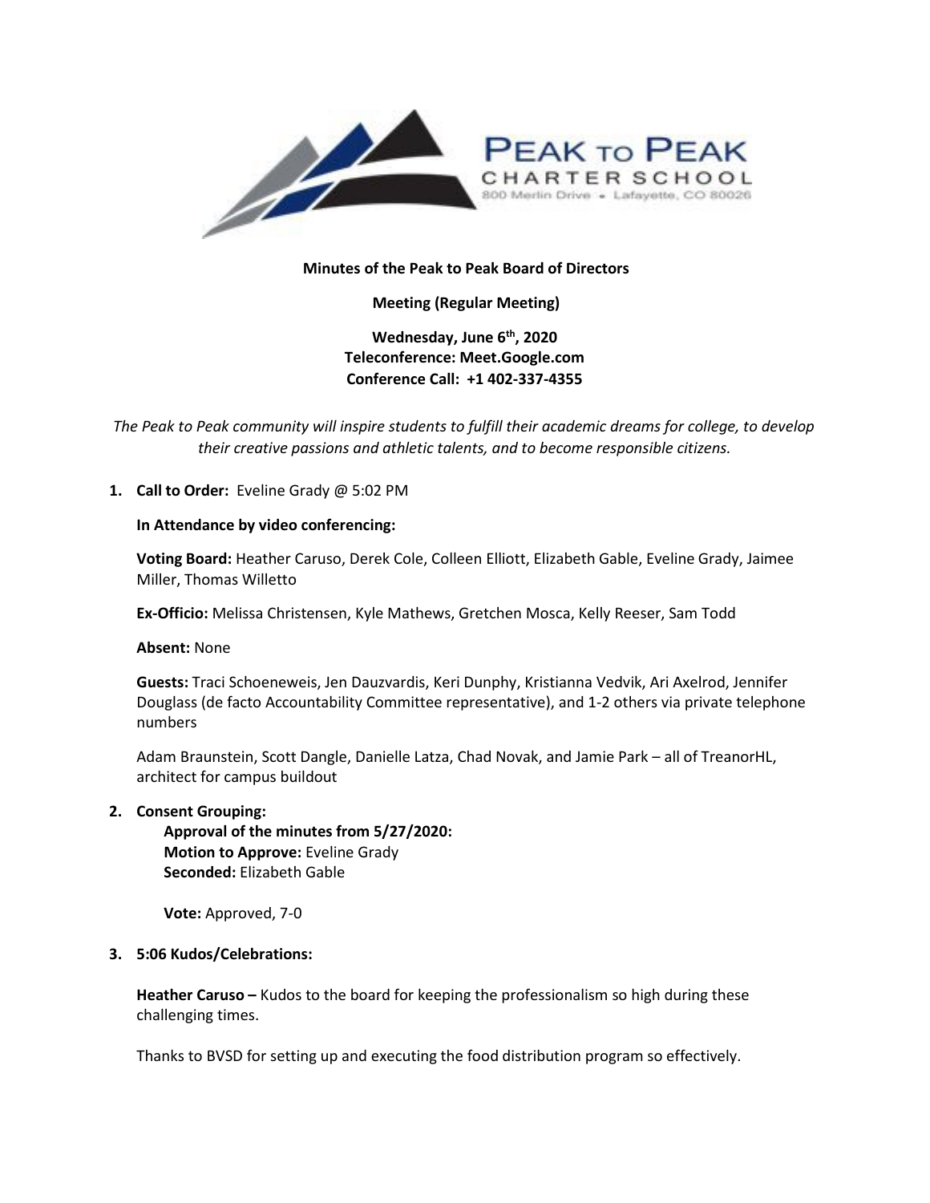PEAK TO PEAK CHARTER SCHOOL
800 Merlin Drive • Lafayette, CO 80026

**Minutes of the Peak to Peak Board of Directors**

**Meeting (Regular Meeting)**

**Wednesday, June 6th, 2020**
**Teleconference: Meet.Google.com**
**Conference Call: +1 402-337-4355**

*The Peak to Peak community will inspire students to fulfill their academic dreams for college, to develop their creative passions and athletic talents, and to become responsible citizens.*

1. **Call to Order:** Eveline Grady @ 5:02 PM

   **In Attendance by video conferencing:**

   **Voting Board:** Heather Caruso, Derek Cole, Colleen Elliott, Elizabeth Gable, Eveline Grady, Jaimee Miller, Thomas Willetto

   **Ex-Officio:** Melissa Christensen, Kyle Mathews, Gretchen Mosca, Kelly Reeser, Sam Todd

   **Absent:** None

   **Guests:** Traci Schoeneweis, Jen Dauzvardis, Keri Dunphy, Kristianna Vedvik, Ari Axelrod, Jennifer Douglass (de facto Accountability Committee representative), and 1-2 others via private telephone numbers

   Adam Braunstein, Scott Dangle, Danielle Latza, Chad Novak, and Jamie Park – all of TreanorHL, architect for campus buildout

2. **Consent Grouping:**
   **Approval of the minutes from 5/27/2020:**
   **Motion to Approve:** Eveline Grady
   **Seconded:** Elizabeth Gable

   **Vote:** Approved, 7-0

3. **5:06 Kudos/Celebrations:**

   **Heather Caruso –** Kudos to the board for keeping the professionalism so high during these challenging times.

   Thanks to BVSD for setting up and executing the food distribution program so effectively.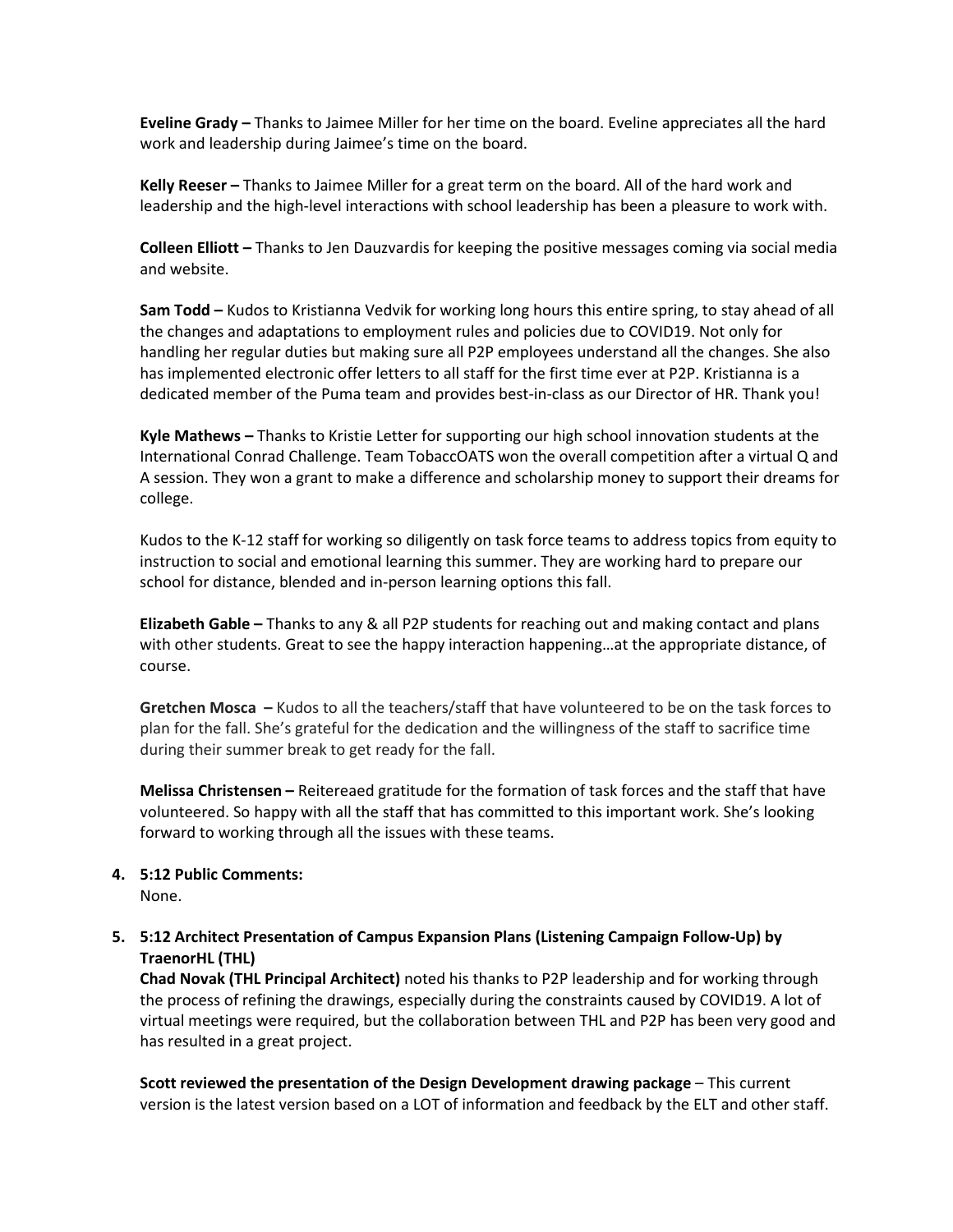**Eveline Grady –** Thanks to Jaimee Miller for her time on the board. Eveline appreciates all the hard work and leadership during Jaimee's time on the board.

**Kelly Reeser –** Thanks to Jaimee Miller for a great term on the board. All of the hard work and leadership and the high-level interactions with school leadership has been a pleasure to work with.

**Colleen Elliott –** Thanks to Jen Dauzvardis for keeping the positive messages coming via social media and website.

**Sam Todd –** Kudos to Kristianna Vedvik for working long hours this entire spring, to stay ahead of all the changes and adaptations to employment rules and policies due to COVID19. Not only for handling her regular duties but making sure all P2P employees understand all the changes. She also has implemented electronic offer letters to all staff for the first time ever at P2P. Kristianna is a dedicated member of the Puma team and provides best-in-class as our Director of HR. Thank you!

**Kyle Mathews –** Thanks to Kristie Letter for supporting our high school innovation students at the International Conrad Challenge. Team TobaccOATS won the overall competition after a virtual Q and A session. They won a grant to make a difference and scholarship money to support their dreams for college.

Kudos to the K-12 staff for working so diligently on task force teams to address topics from equity to instruction to social and emotional learning this summer. They are working hard to prepare our school for distance, blended and in-person learning options this fall.

**Elizabeth Gable –** Thanks to any & all P2P students for reaching out and making contact and plans with other students. Great to see the happy interaction happening…at the appropriate distance, of course.

**Gretchen Mosca –** Kudos to all the teachers/staff that have volunteered to be on the task forces to plan for the fall. She's grateful for the dedication and the willingness of the staff to sacrifice time during their summer break to get ready for the fall.

**Melissa Christensen –** Reitereaed gratitude for the formation of task forces and the staff that have volunteered. So happy with all the staff that has committed to this important work. She's looking forward to working through all the issues with these teams.

4. **5:12 Public Comments:**
   None.

5. **5:12 Architect Presentation of Campus Expansion Plans (Listening Campaign Follow-Up) by TraenorHL (THL)**
   **Chad Novak (THL Principal Architect)** noted his thanks to P2P leadership and for working through the process of refining the drawings, especially during the constraints caused by COVID19. A lot of virtual meetings were required, but the collaboration between THL and P2P has been very good and has resulted in a great project.

   **Scott reviewed the presentation of the Design Development drawing package** – This current version is the latest version based on a LOT of information and feedback by the ELT and other staff.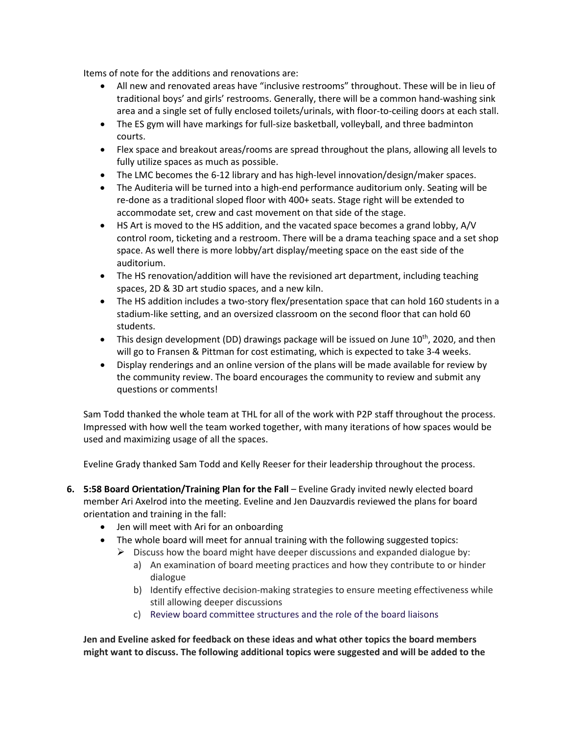Items of note for the additions and renovations are:

- All new and renovated areas have "inclusive restrooms" throughout. These will be in lieu of traditional boys' and girls' restrooms. Generally, there will be a common hand-washing sink area and a single set of fully enclosed toilets/urinals, with floor-to-ceiling doors at each stall.
- The ES gym will have markings for full-size basketball, volleyball, and three badminton courts.
- Flex space and breakout areas/rooms are spread throughout the plans, allowing all levels to fully utilize spaces as much as possible.
- The LMC becomes the 6-12 library and has high-level innovation/design/maker spaces.
- The Auditeria will be turned into a high-end performance auditorium only. Seating will be re-done as a traditional sloped floor with 400+ seats. Stage right will be extended to accommodate set, crew and cast movement on that side of the stage.
- HS Art is moved to the HS addition, and the vacated space becomes a grand lobby, A/V control room, ticketing and a restroom. There will be a drama teaching space and a set shop space. As well there is more lobby/art display/meeting space on the east side of the auditorium.
- The HS renovation/addition will have the revisioned art department, including teaching spaces, 2D & 3D art studio spaces, and a new kiln.
- The HS addition includes a two-story flex/presentation space that can hold 160 students in a stadium-like setting, and an oversized classroom on the second floor that can hold 60 students.
- This design development (DD) drawings package will be issued on June 10th, 2020, and then will go to Fransen & Pittman for cost estimating, which is expected to take 3-4 weeks.
- Display renderings and an online version of the plans will be made available for review by the community review. The board encourages the community to review and submit any questions or comments!

Sam Todd thanked the whole team at THL for all of the work with P2P staff throughout the process. Impressed with how well the team worked together, with many iterations of how spaces would be used and maximizing usage of all the spaces.

Eveline Grady thanked Sam Todd and Kelly Reeser for their leadership throughout the process.

6. **5:58 Board Orientation/Training Plan for the Fall** – Eveline Grady invited newly elected board member Ari Axelrod into the meeting. Eveline and Jen Dauzvardis reviewed the plans for board orientation and training in the fall:
   - Jen will meet with Ari for an onboarding
   - The whole board will meet for annual training with the following suggested topics:
     - Discuss how the board might have deeper discussions and expanded dialogue by:
       a) An examination of board meeting practices and how they contribute to or hinder dialogue
       b) Identify effective decision-making strategies to ensure meeting effectiveness while still allowing deeper discussions
       c) Review board committee structures and the role of the board liaisons

**Jen and Eveline asked for feedback on these ideas and what other topics the board members might want to discuss. The following additional topics were suggested and will be added to the**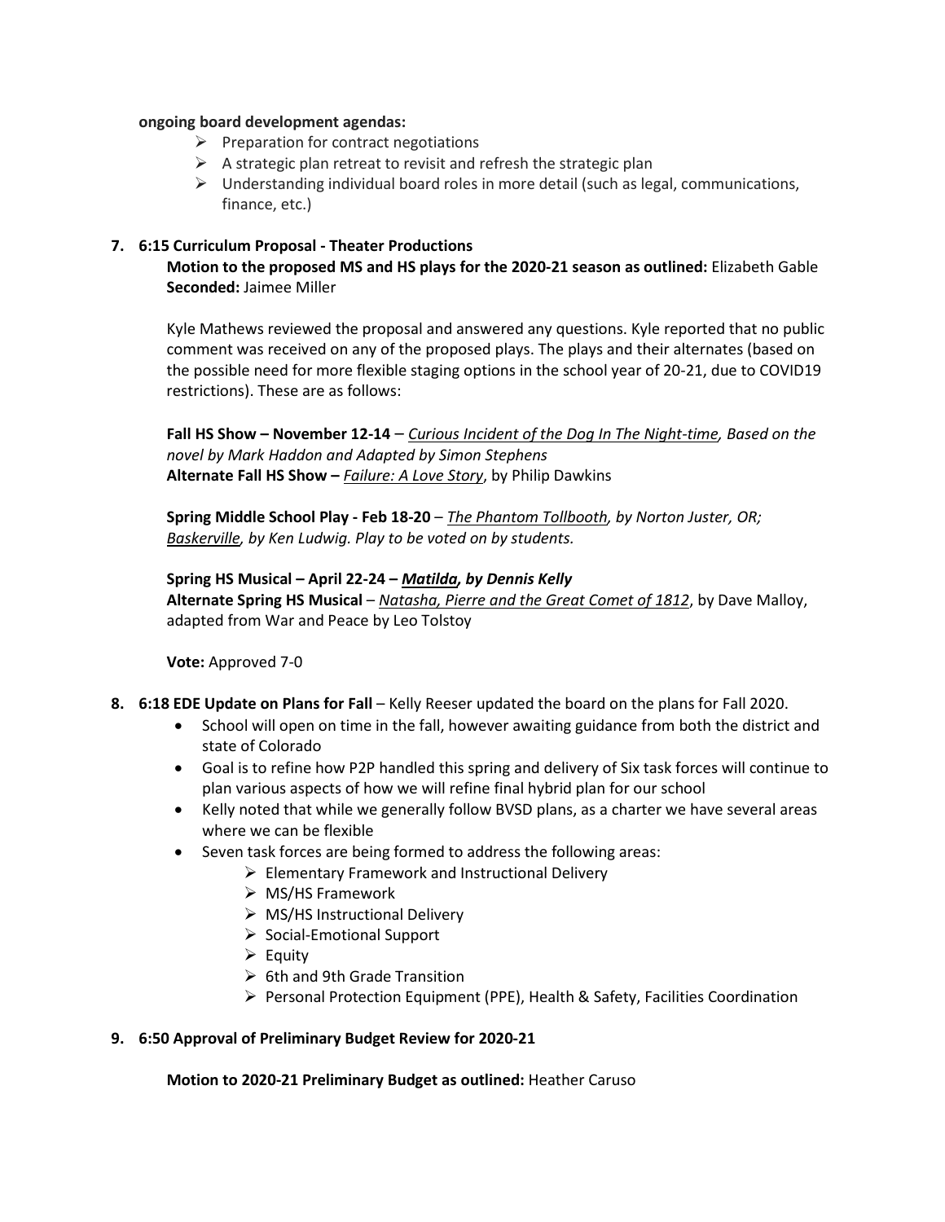**ongoing board development agendas:**

- Preparation for contract negotiations
- A strategic plan retreat to revisit and refresh the strategic plan
- Understanding individual board roles in more detail (such as legal, communications, finance, etc.)

**7. 6:15 Curriculum Proposal - Theater Productions**

**Motion to the proposed MS and HS plays for the 2020-21 season as outlined:** Elizabeth Gable
**Seconded:** Jaimee Miller

Kyle Mathews reviewed the proposal and answered any questions. Kyle reported that no public comment was received on any of the proposed plays. The plays and their alternates (based on the possible need for more flexible staging options in the school year of 20-21, due to COVID19 restrictions). These are as follows:

**Fall HS Show – November 12-14** – *Curious Incident of the Dog In The Night-time, Based on the novel by Mark Haddon and Adapted by Simon Stephens*
**Alternate Fall HS Show –** *Failure: A Love Story*, by Philip Dawkins

**Spring Middle School Play - Feb 18-20** – *The Phantom Tollbooth, by Norton Juster, OR; Baskerville, by Ken Ludwig. Play to be voted on by students.*

**Spring HS Musical – April 22-24 – *Matilda, by Dennis Kelly***
**Alternate Spring HS Musical** – *Natasha, Pierre and the Great Comet of 1812*, by Dave Malloy, adapted from War and Peace by Leo Tolstoy

**Vote:** Approved 7-0

**8. 6:18 EDE Update on Plans for Fall** – Kelly Reeser updated the board on the plans for Fall 2020.

- School will open on time in the fall, however awaiting guidance from both the district and state of Colorado
- Goal is to refine how P2P handled this spring and delivery of Six task forces will continue to plan various aspects of how we will refine final hybrid plan for our school
- Kelly noted that while we generally follow BVSD plans, as a charter we have several areas where we can be flexible
- Seven task forces are being formed to address the following areas:
  - Elementary Framework and Instructional Delivery
  - MS/HS Framework
  - MS/HS Instructional Delivery
  - Social-Emotional Support
  - Equity
  - 6th and 9th Grade Transition
  - Personal Protection Equipment (PPE), Health & Safety, Facilities Coordination

**9. 6:50 Approval of Preliminary Budget Review for 2020-21**

**Motion to 2020-21 Preliminary Budget as outlined:** Heather Caruso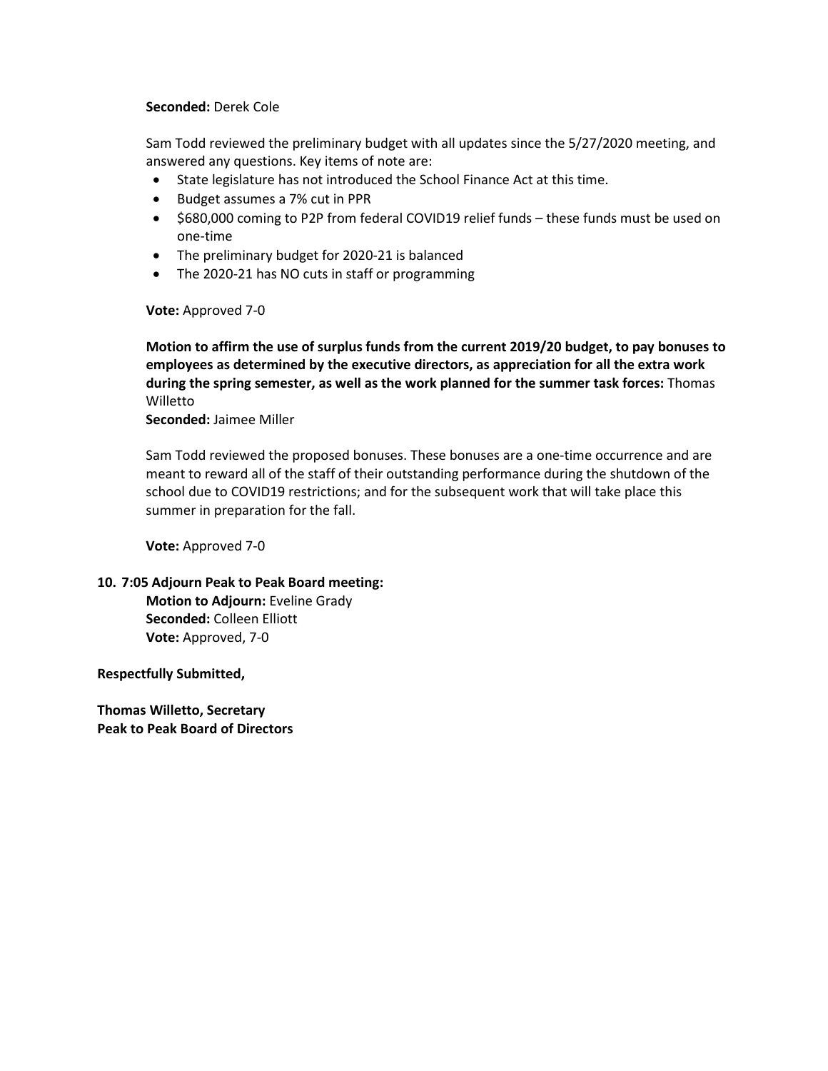**Seconded:** Derek Cole

Sam Todd reviewed the preliminary budget with all updates since the 5/27/2020 meeting, and answered any questions. Key items of note are:

- State legislature has not introduced the School Finance Act at this time.
- Budget assumes a 7% cut in PPR
- $680,000 coming to P2P from federal COVID19 relief funds – these funds must be used on one-time
- The preliminary budget for 2020-21 is balanced
- The 2020-21 has NO cuts in staff or programming

**Vote:** Approved 7-0

**Motion to affirm the use of surplus funds from the current 2019/20 budget, to pay bonuses to employees as determined by the executive directors, as appreciation for all the extra work during the spring semester, as well as the work planned for the summer task forces:** Thomas Willetto

**Seconded:** Jaimee Miller

Sam Todd reviewed the proposed bonuses. These bonuses are a one-time occurrence and are meant to reward all of the staff of their outstanding performance during the shutdown of the school due to COVID19 restrictions; and for the subsequent work that will take place this summer in preparation for the fall.

**Vote:** Approved 7-0

**10. 7:05 Adjourn Peak to Peak Board meeting:**

**Motion to Adjourn:** Eveline Grady
**Seconded:** Colleen Elliott
**Vote:** Approved, 7-0

**Respectfully Submitted,**

**Thomas Willetto, Secretary**
**Peak to Peak Board of Directors**